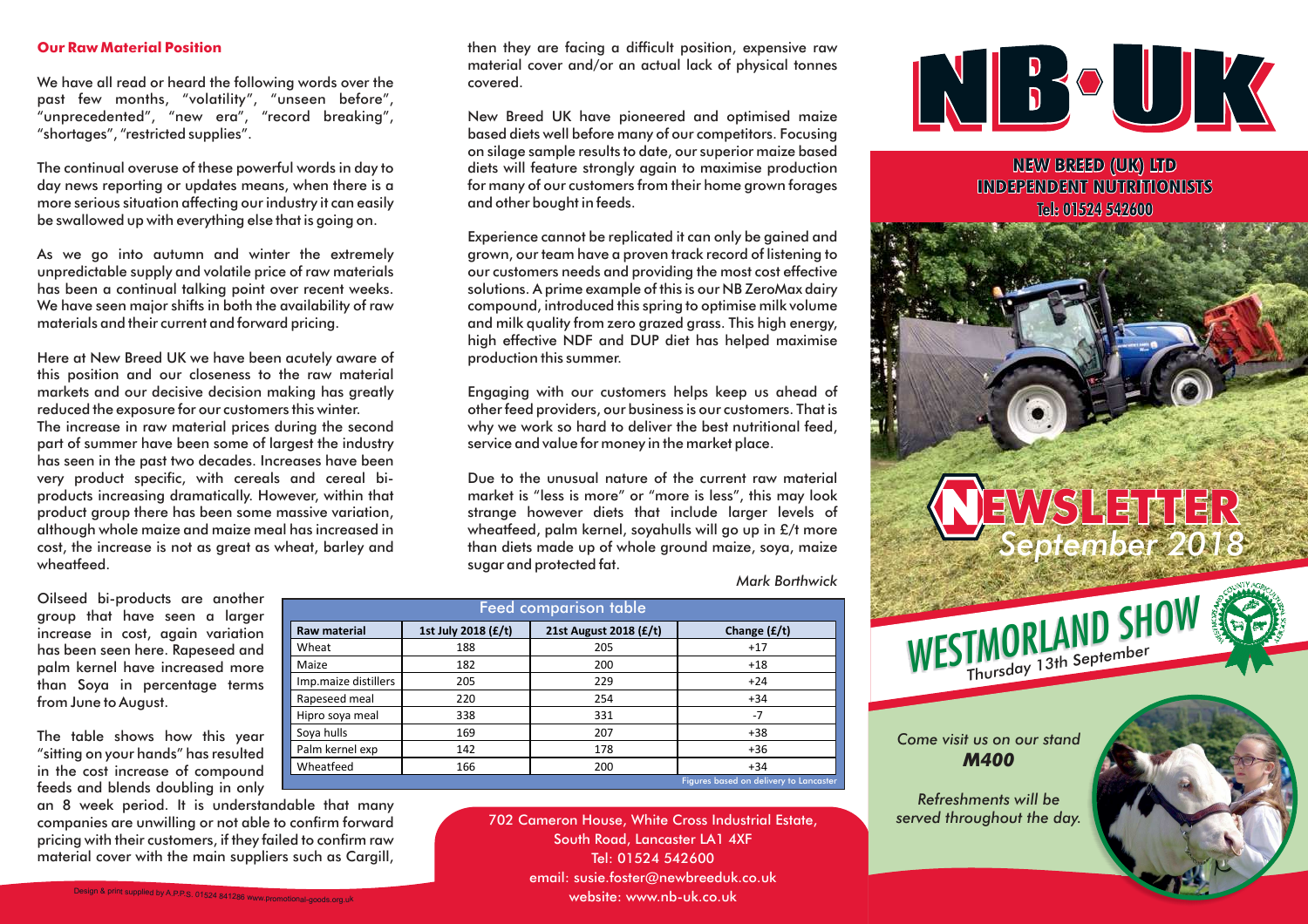# NB UK

**NEW BREED (UK) LTD**
**INDEPENDENT NUTRITIONISTS**
**Tel: 01524 542600**

# NEWSLETTER
*September 2018*

## WESTMORLAND SHOW
Thursday 13th September

*Come visit us on our stand* ***M400***

*Refreshments will be served throughout the day.*

## Our Raw Material Position

We have all read or heard the following words over the past few months, "volatility", "unseen before", "unprecedented", "new era", "record breaking", "shortages", "restricted supplies".

The continual overuse of these powerful words in day to day news reporting or updates means, when there is a more serious situation affecting our industry it can easily be swallowed up with everything else that is going on.

As we go into autumn and winter the extremely unpredictable supply and volatile price of raw materials has been a continual talking point over recent weeks. We have seen major shifts in both the availability of raw materials and their current and forward pricing.

Here at New Breed UK we have been acutely aware of this position and our closeness to the raw material markets and our decisive decision making has greatly reduced the exposure for our customers this winter.

The increase in raw material prices during the second part of summer have been some of largest the industry has seen in the past two decades. Increases have been very product specific, with cereals and cereal bi-products increasing dramatically. However, within that product group there has been some massive variation, although whole maize and maize meal has increased in cost, the increase is not as great as wheat, barley and wheatfeed.

Oilseed bi-products are another group that have seen a larger increase in cost, again variation has been seen here. Rapeseed and palm kernel have increased more than Soya in percentage terms from June to August.

The table shows how this year "sitting on your hands" has resulted in the cost increase of compound feeds and blends doubling in only an 8 week period. It is understandable that many companies are unwilling or not able to confirm forward pricing with their customers, if they failed to confirm raw material cover with the main suppliers such as Cargill, then they are facing a difficult position, expensive raw material cover and/or an actual lack of physical tonnes covered.

**Feed comparison table**

| Raw material | 1st July 2018 (£/t) | 21st August 2018 (£/t) | Change (£/t) |
|---|---|---|---|
| Wheat | 188 | 205 | +17 |
| Maize | 182 | 200 | +18 |
| Imp.maize distillers | 205 | 229 | +24 |
| Rapeseed meal | 220 | 254 | +34 |
| Hipro soya meal | 338 | 331 | -7 |
| Soya hulls | 169 | 207 | +38 |
| Palm kernel exp | 142 | 178 | +36 |
| Wheatfeed | 166 | 200 | +34 |

Figures based on delivery to Lancaster

New Breed UK have pioneered and optimised maize based diets well before many of our competitors. Focusing on silage sample results to date, our superior maize based diets will feature strongly again to maximise production for many of our customers from their home grown forages and other bought in feeds.

Experience cannot be replicated it can only be gained and grown, our team have a proven track record of listening to our customers needs and providing the most cost effective solutions. A prime example of this is our NB ZeroMax dairy compound, introduced this spring to optimise milk volume and milk quality from zero grazed grass. This high energy, high effective NDF and DUP diet has helped maximise production this summer.

Engaging with our customers helps keep us ahead of other feed providers, our business is our customers. That is why we work so hard to deliver the best nutritional feed, service and value for money in the market place.

Due to the unusual nature of the current raw material market is "less is more" or "more is less", this may look strange however diets that include larger levels of wheatfeed, palm kernel, soyahulls will go up in £/t more than diets made up of whole ground maize, soya, maize sugar and protected fat.

*Mark Borthwick*

702 Cameron House, White Cross Industrial Estate,
South Road, Lancaster LA1 4XF
Tel: 01524 542600
email: susie.foster@newbreeduk.co.uk
website: www.nb-uk.co.uk

Design & print supplied by A.P.P.S. 01524 841286 www.promotional-goods.org.uk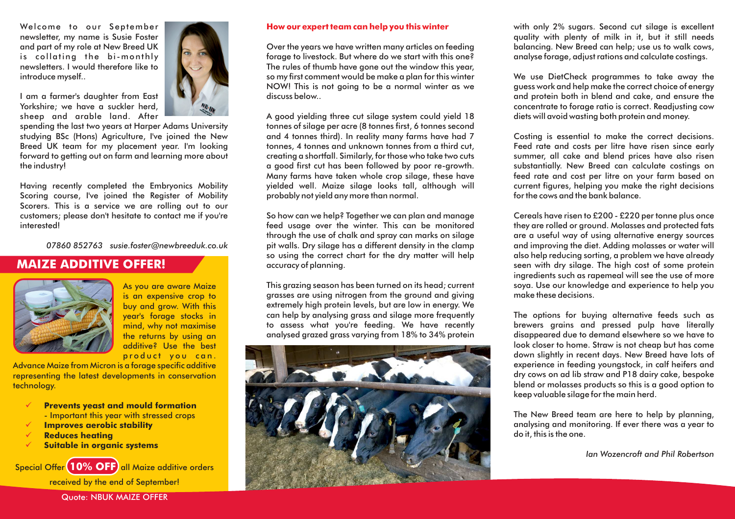Welcome to our September newsletter, my name is Susie Foster and part of my role at New Breed UK is collating the bi-monthly newsletters. I would therefore like to introduce myself..

I am a farmer's daughter from East Yorkshire; we have a suckler herd, sheep and arable land. After spending the last two years at Harper Adams University studying BSc (Hons) Agriculture, I've joined the New Breed UK team for my placement year. I'm looking forward to getting out on farm and learning more about the industry!

Having recently completed the Embryonics Mobility Scoring course, I've joined the Register of Mobility Scorers. This is a service we are rolling out to our customers; please don't hesitate to contact me if you're interested!

*07860 852763 susie.foster@newbreeduk.co.uk*

## MAIZE ADDITIVE OFFER!

As you are aware Maize is an expensive crop to buy and grow. With this year's forage stocks in mind, why not maximise the returns by using an additive? Use the best product you can. Advance Maize from Micron is a forage specific additive representing the latest developments in conservation technology.

- **Prevents yeast and mould formation** - Important this year with stressed crops
- **Improves aerobic stability**
- **Reduces heating**
- **Suitable in organic systems**

Special Offer **10% OFF** all Maize additive orders received by the end of September!

Quote: NBUK MAIZE OFFER

## How our expert team can help you this winter

Over the years we have written many articles on feeding forage to livestock. But where do we start with this one? The rules of thumb have gone out the window this year, so my first comment would be make a plan for this winter NOW! This is not going to be a normal winter as we discuss below..

A good yielding three cut silage system could yield 18 tonnes of silage per acre (8 tonnes first, 6 tonnes second and 4 tonnes third). In reality many farms have had 7 tonnes, 4 tonnes and unknown tonnes from a third cut, creating a shortfall. Similarly, for those who take two cuts a good first cut has been followed by poor re-growth. Many farms have taken whole crop silage, these have yielded well. Maize silage looks tall, although will probably not yield any more than normal.

So how can we help? Together we can plan and manage feed usage over the winter. This can be monitored through the use of chalk and spray can marks on silage pit walls. Dry silage has a different density in the clamp so using the correct chart for the dry matter will help accuracy of planning.

This grazing season has been turned on its head; current grasses are using nitrogen from the ground and giving extremely high protein levels, but are low in energy. We can help by analysing grass and silage more frequently to assess what you're feeding. We have recently analysed grazed grass varying from 18% to 34% protein with only 2% sugars. Second cut silage is excellent quality with plenty of milk in it, but it still needs balancing. New Breed can help; use us to walk cows, analyse forage, adjust rations and calculate costings.

We use DietCheck programmes to take away the guess work and help make the correct choice of energy and protein both in blend and cake, and ensure the concentrate to forage ratio is correct. Readjusting cow diets will avoid wasting both protein and money.

Costing is essential to make the correct decisions. Feed rate and costs per litre have risen since early summer, all cake and blend prices have also risen substantially. New Breed can calculate costings on feed rate and cost per litre on your farm based on current figures, helping you make the right decisions for the cows and the bank balance.

Cereals have risen to £200 - £220 per tonne plus once they are rolled or ground. Molasses and protected fats are a useful way of using alternative energy sources and improving the diet. Adding molasses or water will also help reducing sorting, a problem we have already seen with dry silage. The high cost of some protein ingredients such as rapemeal will see the use of more soya. Use our knowledge and experience to help you make these decisions.

The options for buying alternative feeds such as brewers grains and pressed pulp have literally disappeared due to demand elsewhere so we have to look closer to home. Straw is not cheap but has come down slightly in recent days. New Breed have lots of experience in feeding youngstock, in calf heifers and dry cows on ad lib straw and P18 dairy cake, bespoke blend or molasses products so this is a good option to keep valuable silage for the main herd.

The New Breed team are here to help by planning, analysing and monitoring. If ever there was a year to do it, this is the one.

*Ian Wozencroft and Phil Robertson*